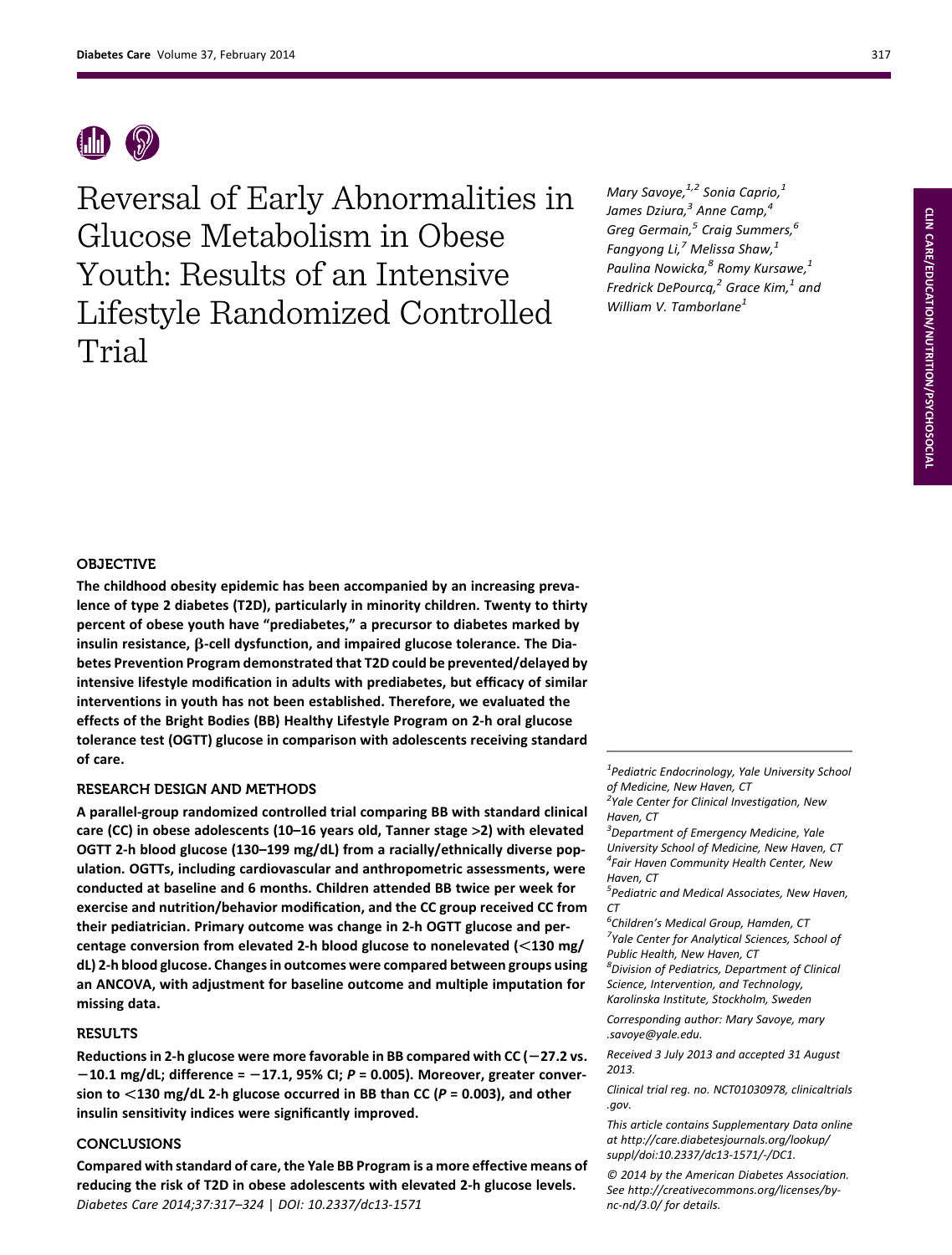# Reversal of Early Abnormalities in Glucose Metabolism in Obese Youth: Results of an Intensive Lifestyle Randomized Controlled Trial

*Mary Savoye,[1,2] Sonia Caprio,[1] James Dziura,[3] Anne Camp,[4] Greg Germain,[5] Craig Summers,[6] Fangyong Li,[7] Melissa Shaw,[1] Paulina Nowicka,[8] Romy Kursawe,[1] Fredrick DePourcq,[2] Grace Kim,[1] and William V. Tamborlane[1]*

## OBJECTIVE

**The childhood obesity epidemic has been accompanied by an increasing prevalence of type 2 diabetes (T2D), particularly in minority children. Twenty to thirty percent of obese youth have "prediabetes," a precursor to diabetes marked by insulin resistance, β-cell dysfunction, and impaired glucose tolerance. The Diabetes Prevention Program demonstrated that T2D could be prevented/delayed by intensive lifestyle modification in adults with prediabetes, but efficacy of similar interventions in youth has not been established. Therefore, we evaluated the effects of the Bright Bodies (BB) Healthy Lifestyle Program on 2-h oral glucose tolerance test (OGTT) glucose in comparison with adolescents receiving standard of care.**

## RESEARCH DESIGN AND METHODS

**A parallel-group randomized controlled trial comparing BB with standard clinical care (CC) in obese adolescents (10–16 years old, Tanner stage >2) with elevated OGTT 2-h blood glucose (130–199 mg/dL) from a racially/ethnically diverse population. OGTTs, including cardiovascular and anthropometric assessments, were conducted at baseline and 6 months. Children attended BB twice per week for exercise and nutrition/behavior modification, and the CC group received CC from their pediatrician. Primary outcome was change in 2-h OGTT glucose and percentage conversion from elevated 2-h blood glucose to nonelevated (<130 mg/dL) 2-h blood glucose. Changes in outcomes were compared between groups using an ANCOVA, with adjustment for baseline outcome and multiple imputation for missing data.**

## RESULTS

**Reductions in 2-h glucose were more favorable in BB compared with CC (−27.2 vs. −10.1 mg/dL; difference = −17.1, 95% CI; $P = 0.005$). Moreover, greater conversion to <130 mg/dL 2-h glucose occurred in BB than CC ($P = 0.003$), and other insulin sensitivity indices were significantly improved.**

## CONCLUSIONS

**Compared with standard of care, the Yale BB Program is a more effective means of reducing the risk of T2D in obese adolescents with elevated 2-h glucose levels.**

*Diabetes Care 2014;37:317–324 | DOI: 10.2337/dc13-1571*

---

[1]*Pediatric Endocrinology, Yale University School of Medicine, New Haven, CT*
[2]*Yale Center for Clinical Investigation, New Haven, CT*
[3]*Department of Emergency Medicine, Yale University School of Medicine, New Haven, CT*
[4]*Fair Haven Community Health Center, New Haven, CT*
[5]*Pediatric and Medical Associates, New Haven, CT*
[6]*Children's Medical Group, Hamden, CT*
[7]*Yale Center for Analytical Sciences, School of Public Health, New Haven, CT*
[8]*Division of Pediatrics, Department of Clinical Science, Intervention, and Technology, Karolinska Institute, Stockholm, Sweden*

*Corresponding author: Mary Savoye, mary.savoye@yale.edu.*

*Received 3 July 2013 and accepted 31 August 2013.*

*Clinical trial reg. no. NCT01030978, clinicaltrials.gov.*

*This article contains Supplementary Data online at http://care.diabetesjournals.org/lookup/suppl/doi:10.2337/dc13-1571/-/DC1.*

*© 2014 by the American Diabetes Association. See http://creativecommons.org/licenses/by-nc-nd/3.0/ for details.*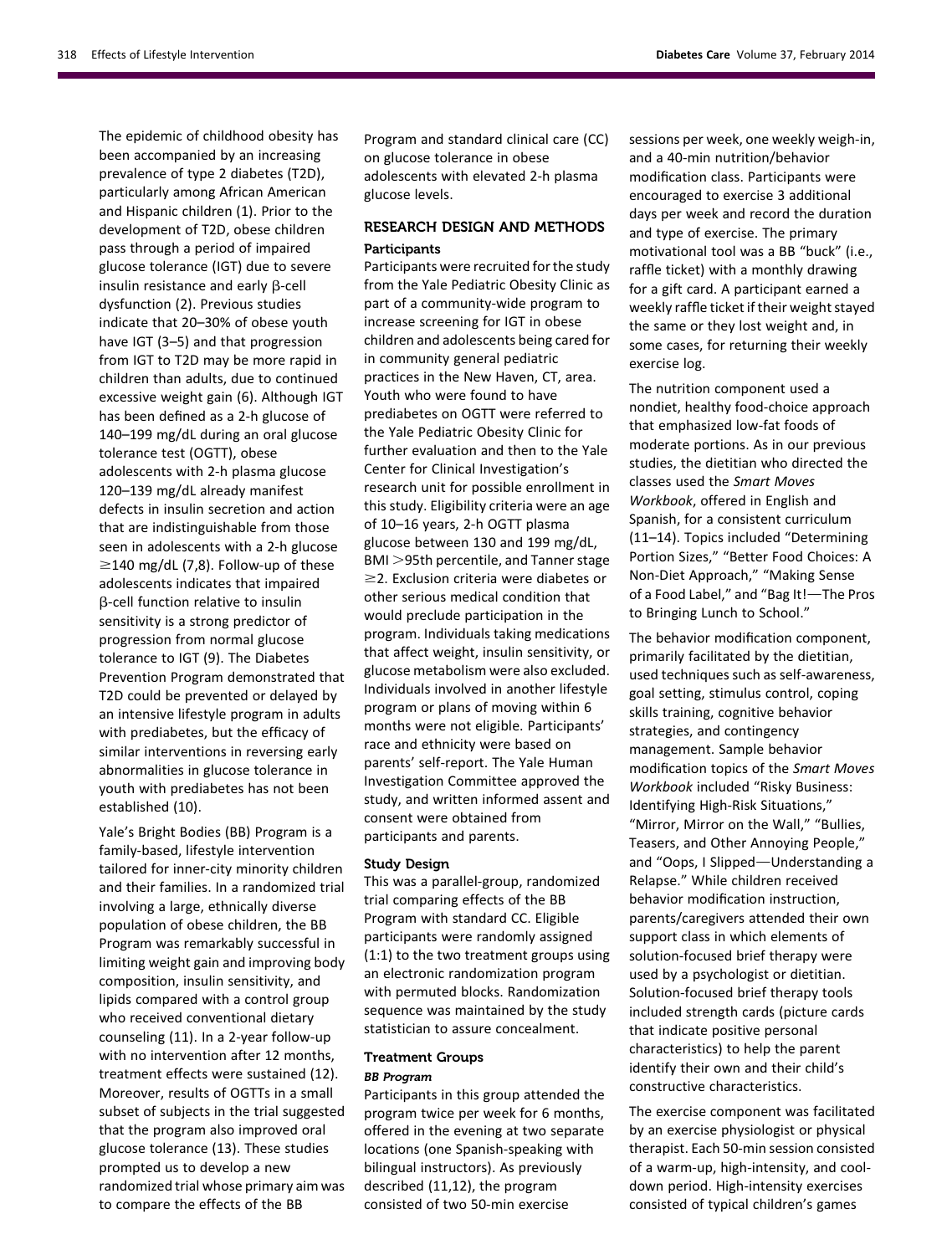The epidemic of childhood obesity has been accompanied by an increasing prevalence of type 2 diabetes (T2D), particularly among African American and Hispanic children (1). Prior to the development of T2D, obese children pass through a period of impaired glucose tolerance (IGT) due to severe insulin resistance and early β-cell dysfunction (2). Previous studies indicate that 20–30% of obese youth have IGT (3–5) and that progression from IGT to T2D may be more rapid in children than adults, due to continued excessive weight gain (6). Although IGT has been defined as a 2-h glucose of 140–199 mg/dL during an oral glucose tolerance test (OGTT), obese adolescents with 2-h plasma glucose 120–139 mg/dL already manifest defects in insulin secretion and action that are indistinguishable from those seen in adolescents with a 2-h glucose ≥140 mg/dL (7,8). Follow-up of these adolescents indicates that impaired β-cell function relative to insulin sensitivity is a strong predictor of progression from normal glucose tolerance to IGT (9). The Diabetes Prevention Program demonstrated that T2D could be prevented or delayed by an intensive lifestyle program in adults with prediabetes, but the efficacy of similar interventions in reversing early abnormalities in glucose tolerance in youth with prediabetes has not been established (10).

Yale's Bright Bodies (BB) Program is a family-based, lifestyle intervention tailored for inner-city minority children and their families. In a randomized trial involving a large, ethnically diverse population of obese children, the BB Program was remarkably successful in limiting weight gain and improving body composition, insulin sensitivity, and lipids compared with a control group who received conventional dietary counseling (11). In a 2-year follow-up with no intervention after 12 months, treatment effects were sustained (12). Moreover, results of OGTTs in a small subset of subjects in the trial suggested that the program also improved oral glucose tolerance (13). These studies prompted us to develop a new randomized trial whose primary aim was to compare the effects of the BB Program and standard clinical care (CC) on glucose tolerance in obese adolescents with elevated 2-h plasma glucose levels.

## RESEARCH DESIGN AND METHODS

### Participants

Participants were recruited for the study from the Yale Pediatric Obesity Clinic as part of a community-wide program to increase screening for IGT in obese children and adolescents being cared for in community general pediatric practices in the New Haven, CT, area. Youth who were found to have prediabetes on OGTT were referred to the Yale Pediatric Obesity Clinic for further evaluation and then to the Yale Center for Clinical Investigation's research unit for possible enrollment in this study. Eligibility criteria were an age of 10–16 years, 2-h OGTT plasma glucose between 130 and 199 mg/dL, BMI >95th percentile, and Tanner stage ≥2. Exclusion criteria were diabetes or other serious medical condition that would preclude participation in the program. Individuals taking medications that affect weight, insulin sensitivity, or glucose metabolism were also excluded. Individuals involved in another lifestyle program or plans of moving within 6 months were not eligible. Participants' race and ethnicity were based on parents' self-report. The Yale Human Investigation Committee approved the study, and written informed assent and consent were obtained from participants and parents.

### Study Design

This was a parallel-group, randomized trial comparing effects of the BB Program with standard CC. Eligible participants were randomly assigned (1:1) to the two treatment groups using an electronic randomization program with permuted blocks. Randomization sequence was maintained by the study statistician to assure concealment.

### Treatment Groups

#### *BB Program*

Participants in this group attended the program twice per week for 6 months, offered in the evening at two separate locations (one Spanish-speaking with bilingual instructors). As previously described (11,12), the program consisted of two 50-min exercise sessions per week, one weekly weigh-in, and a 40-min nutrition/behavior modification class. Participants were encouraged to exercise 3 additional days per week and record the duration and type of exercise. The primary motivational tool was a BB "buck" (i.e., raffle ticket) with a monthly drawing for a gift card. A participant earned a weekly raffle ticket if their weight stayed the same or they lost weight and, in some cases, for returning their weekly exercise log.

The nutrition component used a nondiet, healthy food-choice approach that emphasized low-fat foods of moderate portions. As in our previous studies, the dietitian who directed the classes used the *Smart Moves Workbook*, offered in English and Spanish, for a consistent curriculum (11–14). Topics included "Determining Portion Sizes," "Better Food Choices: A Non-Diet Approach," "Making Sense of a Food Label," and "Bag It!—The Pros to Bringing Lunch to School."

The behavior modification component, primarily facilitated by the dietitian, used techniques such as self-awareness, goal setting, stimulus control, coping skills training, cognitive behavior strategies, and contingency management. Sample behavior modification topics of the *Smart Moves Workbook* included "Risky Business: Identifying High-Risk Situations," "Mirror, Mirror on the Wall," "Bullies, Teasers, and Other Annoying People," and "Oops, I Slipped—Understanding a Relapse." While children received behavior modification instruction, parents/caregivers attended their own support class in which elements of solution-focused brief therapy were used by a psychologist or dietitian. Solution-focused brief therapy tools included strength cards (picture cards that indicate positive personal characteristics) to help the parent identify their own and their child's constructive characteristics.

The exercise component was facilitated by an exercise physiologist or physical therapist. Each 50-min session consisted of a warm-up, high-intensity, and cool-down period. High-intensity exercises consisted of typical children's games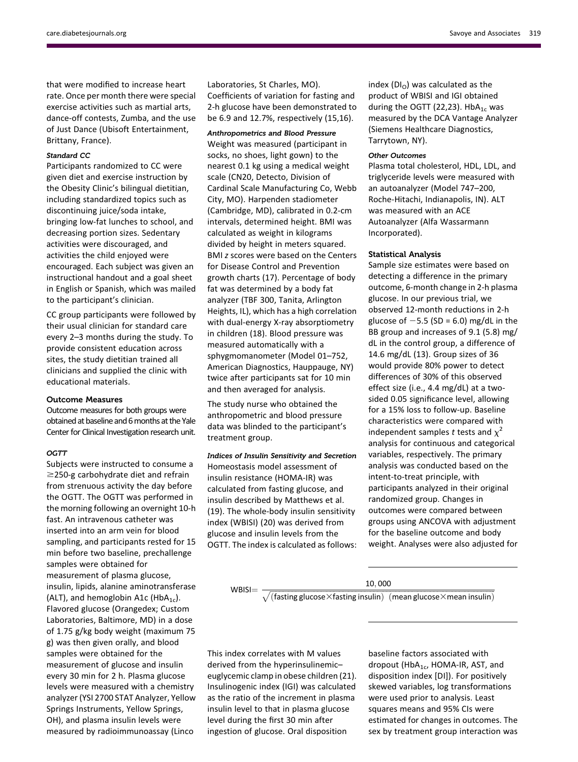that were modified to increase heart rate. Once per month there were special exercise activities such as martial arts, dance-off contests, Zumba, and the use of Just Dance (Ubisoft Entertainment, Brittany, France).

#### *Standard CC*

Participants randomized to CC were given diet and exercise instruction by the Obesity Clinic's bilingual dietitian, including standardized topics such as discontinuing juice/soda intake, bringing low-fat lunches to school, and decreasing portion sizes. Sedentary activities were discouraged, and activities the child enjoyed were encouraged. Each subject was given an instructional handout and a goal sheet in English or Spanish, which was mailed to the participant's clinician.

CC group participants were followed by their usual clinician for standard care every 2–3 months during the study. To provide consistent education across sites, the study dietitian trained all clinicians and supplied the clinic with educational materials.

### Outcome Measures

Outcome measures for both groups were obtained at baseline and 6 months at the Yale Center for Clinical Investigation research unit.

#### *OGTT*

Subjects were instructed to consume a ≥250-g carbohydrate diet and refrain from strenuous activity the day before the OGTT. The OGTT was performed in the morning following an overnight 10-h fast. An intravenous catheter was inserted into an arm vein for blood sampling, and participants rested for 15 min before two baseline, prechallenge samples were obtained for measurement of plasma glucose, insulin, lipids, alanine aminotransferase (ALT), and hemoglobin A1c ($HbA_{1c}$). Flavored glucose (Orangedex; Custom Laboratories, Baltimore, MD) in a dose of 1.75 g/kg body weight (maximum 75 g) was then given orally, and blood samples were obtained for the measurement of glucose and insulin every 30 min for 2 h. Plasma glucose levels were measured with a chemistry analyzer (YSI 2700 STAT Analyzer, Yellow Springs Instruments, Yellow Springs, OH), and plasma insulin levels were measured by radioimmunoassay (Linco Laboratories, St Charles, MO). Coefficients of variation for fasting and 2-h glucose have been demonstrated to be 6.9 and 12.7%, respectively (15,16).

#### *Anthropometrics and Blood Pressure*

Weight was measured (participant in socks, no shoes, light gown) to the nearest 0.1 kg using a medical weight scale (CN20, Detecto, Division of Cardinal Scale Manufacturing Co, Webb City, MO). Harpenden stadiometer (Cambridge, MD), calibrated in 0.2-cm intervals, determined height. BMI was calculated as weight in kilograms divided by height in meters squared. BMI *z* scores were based on the Centers for Disease Control and Prevention growth charts (17). Percentage of body fat was determined by a body fat analyzer (TBF 300, Tanita, Arlington Heights, IL), which has a high correlation with dual-energy X-ray absorptiometry in children (18). Blood pressure was measured automatically with a sphygmomanometer (Model 01–752, American Diagnostics, Hauppauge, NY) twice after participants sat for 10 min and then averaged for analysis.

The study nurse who obtained the anthropometric and blood pressure data was blinded to the participant's treatment group.

#### *Indices of Insulin Sensitivity and Secretion*

Homeostasis model assessment of insulin resistance (HOMA-IR) was calculated from fasting glucose, and insulin described by Matthews et al. (19). The whole-body insulin sensitivity index (WBISI) (20) was derived from glucose and insulin levels from the OGTT. The index is calculated as follows:

$$\mathrm{WBISI} = \frac{10{,}000}{\sqrt{(\text{fasting glucose} \times \text{fasting insulin})\ (\text{mean glucose} \times \text{mean insulin})}}$$

This index correlates with M values derived from the hyperinsulinemic–euglycemic clamp in obese children (21). Insulinogenic index (IGI) was calculated as the ratio of the increment in plasma insulin level to that in plasma glucose level during the first 30 min after ingestion of glucose. Oral disposition index ($DI_O$) was calculated as the product of WBISI and IGI obtained during the OGTT (22,23). $HbA_{1c}$ was measured by the DCA Vantage Analyzer (Siemens Healthcare Diagnostics, Tarrytown, NY).

#### *Other Outcomes*

Plasma total cholesterol, HDL, LDL, and triglyceride levels were measured with an autoanalyzer (Model 747–200, Roche-Hitachi, Indianapolis, IN). ALT was measured with an ACE Autoanalyzer (Alfa Wassarmann Incorporated).

### Statistical Analysis

Sample size estimates were based on detecting a difference in the primary outcome, 6-month change in 2-h plasma glucose. In our previous trial, we observed 12-month reductions in 2-h glucose of −5.5 (SD = 6.0) mg/dL in the BB group and increases of 9.1 (5.8) mg/dL in the control group, a difference of 14.6 mg/dL (13). Group sizes of 36 would provide 80% power to detect differences of 30% of this observed effect size (i.e., 4.4 mg/dL) at a two-sided 0.05 significance level, allowing for a 15% loss to follow-up. Baseline characteristics were compared with independent samples *t* tests and $\chi^2$ analysis for continuous and categorical variables, respectively. The primary analysis was conducted based on the intent-to-treat principle, with participants analyzed in their original randomized group. Changes in outcomes were compared between groups using ANCOVA with adjustment for the baseline outcome and body weight. Analyses were also adjusted for baseline factors associated with dropout ($HbA_{1c}$, HOMA-IR, AST, and disposition index [DI]). For positively skewed variables, log transformations were used prior to analysis. Least squares means and 95% CIs were estimated for changes in outcomes. The sex by treatment group interaction was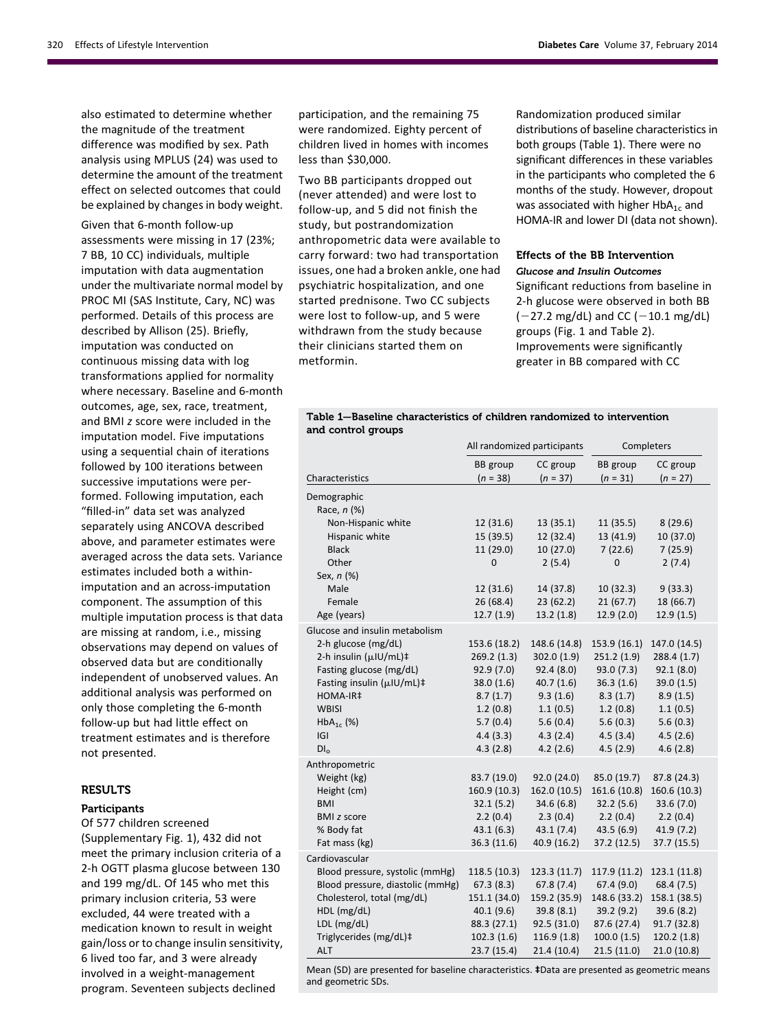also estimated to determine whether the magnitude of the treatment difference was modified by sex. Path analysis using MPLUS (24) was used to determine the amount of the treatment effect on selected outcomes that could be explained by changes in body weight.

Given that 6-month follow-up assessments were missing in 17 (23%; 7 BB, 10 CC) individuals, multiple imputation with data augmentation under the multivariate normal model by PROC MI (SAS Institute, Cary, NC) was performed. Details of this process are described by Allison (25). Briefly, imputation was conducted on continuous missing data with log transformations applied for normality where necessary. Baseline and 6-month outcomes, age, sex, race, treatment, and BMI *z* score were included in the imputation model. Five imputations using a sequential chain of iterations followed by 100 iterations between successive imputations were performed. Following imputation, each "filled-in" data set was analyzed separately using ANCOVA described above, and parameter estimates were averaged across the data sets. Variance estimates included both a within-imputation and an across-imputation component. The assumption of this multiple imputation process is that data are missing at random, i.e., missing observations may depend on values of observed data but are conditionally independent of unobserved values. An additional analysis was performed on only those completing the 6-month follow-up but had little effect on treatment estimates and is therefore not presented.

## RESULTS

### Participants

Of 577 children screened (Supplementary Fig. 1), 432 did not meet the primary inclusion criteria of a 2-h OGTT plasma glucose between 130 and 199 mg/dL. Of 145 who met this primary inclusion criteria, 53 were excluded, 44 were treated with a medication known to result in weight gain/loss or to change insulin sensitivity, 6 lived too far, and 3 were already involved in a weight-management program. Seventeen subjects declined participation, and the remaining 75 were randomized. Eighty percent of children lived in homes with incomes less than $30,000.

Two BB participants dropped out (never attended) and were lost to follow-up, and 5 did not finish the study, but postrandomization anthropometric data were available to carry forward: two had transportation issues, one had a broken ankle, one had psychiatric hospitalization, and one started prednisone. Two CC subjects were lost to follow-up, and 5 were withdrawn from the study because their clinicians started them on metformin.

Randomization produced similar distributions of baseline characteristics in both groups (Table 1). There were no significant differences in these variables in the participants who completed the 6 months of the study. However, dropout was associated with higher $HbA_{1c}$ and HOMA-IR and lower DI (data not shown).

### Effects of the BB Intervention

#### *Glucose and Insulin Outcomes*

Significant reductions from baseline in 2-h glucose were observed in both BB (−27.2 mg/dL) and CC (−10.1 mg/dL) groups (Fig. 1 and Table 2). Improvements were significantly greater in BB compared with CC

**Table 1—Baseline characteristics of children randomized to intervention and control groups**

| | All randomized participants | | Completers | |
|---|---|---|---|---|
| Characteristics | BB group (*n* = 38) | CC group (*n* = 37) | BB group (*n* = 31) | CC group (*n* = 27) |
| Demographic | | | | |
| Race, *n* (%) | | | | |
| Non-Hispanic white | 12 (31.6) | 13 (35.1) | 11 (35.5) | 8 (29.6) |
| Hispanic white | 15 (39.5) | 12 (32.4) | 13 (41.9) | 10 (37.0) |
| Black | 11 (29.0) | 10 (27.0) | 7 (22.6) | 7 (25.9) |
| Other | 0 | 2 (5.4) | 0 | 2 (7.4) |
| Sex, *n* (%) | | | | |
| Male | 12 (31.6) | 14 (37.8) | 10 (32.3) | 9 (33.3) |
| Female | 26 (68.4) | 23 (62.2) | 21 (67.7) | 18 (66.7) |
| Age (years) | 12.7 (1.9) | 13.2 (1.8) | 12.9 (2.0) | 12.9 (1.5) |
| Glucose and insulin metabolism | | | | |
| 2-h glucose (mg/dL) | 153.6 (18.2) | 148.6 (14.8) | 153.9 (16.1) | 147.0 (14.5) |
| 2-h insulin (μIU/mL)‡ | 269.2 (1.3) | 302.0 (1.9) | 251.2 (1.9) | 288.4 (1.7) |
| Fasting glucose (mg/dL) | 92.9 (7.0) | 92.4 (8.0) | 93.0 (7.3) | 92.1 (8.0) |
| Fasting insulin (μIU/mL)‡ | 38.0 (1.6) | 40.7 (1.6) | 36.3 (1.6) | 39.0 (1.5) |
| HOMA-IR‡ | 8.7 (1.7) | 9.3 (1.6) | 8.3 (1.7) | 8.9 (1.5) |
| WBISI | 1.2 (0.8) | 1.1 (0.5) | 1.2 (0.8) | 1.1 (0.5) |
| $HbA_{1c}$ (%) | 5.7 (0.4) | 5.6 (0.4) | 5.6 (0.3) | 5.6 (0.3) |
| IGI | 4.4 (3.3) | 4.3 (2.4) | 4.5 (3.4) | 4.5 (2.6) |
| $DI_o$ | 4.3 (2.8) | 4.2 (2.6) | 4.5 (2.9) | 4.6 (2.8) |
| Anthropometric | | | | |
| Weight (kg) | 83.7 (19.0) | 92.0 (24.0) | 85.0 (19.7) | 87.8 (24.3) |
| Height (cm) | 160.9 (10.3) | 162.0 (10.5) | 161.6 (10.8) | 160.6 (10.3) |
| BMI | 32.1 (5.2) | 34.6 (6.8) | 32.2 (5.6) | 33.6 (7.0) |
| BMI *z* score | 2.2 (0.4) | 2.3 (0.4) | 2.2 (0.4) | 2.2 (0.4) |
| % Body fat | 43.1 (6.3) | 43.1 (7.4) | 43.5 (6.9) | 41.9 (7.2) |
| Fat mass (kg) | 36.3 (11.6) | 40.9 (16.2) | 37.2 (12.5) | 37.7 (15.5) |
| Cardiovascular | | | | |
| Blood pressure, systolic (mmHg) | 118.5 (10.3) | 123.3 (11.7) | 117.9 (11.2) | 123.1 (11.8) |
| Blood pressure, diastolic (mmHg) | 67.3 (8.3) | 67.8 (7.4) | 67.4 (9.0) | 68.4 (7.5) |
| Cholesterol, total (mg/dL) | 151.1 (34.0) | 159.2 (35.9) | 148.6 (33.2) | 158.1 (38.5) |
| HDL (mg/dL) | 40.1 (9.6) | 39.8 (8.1) | 39.2 (9.2) | 39.6 (8.2) |
| LDL (mg/dL) | 88.3 (27.1) | 92.5 (31.0) | 87.6 (27.4) | 91.7 (32.8) |
| Triglycerides (mg/dL)‡ | 102.3 (1.6) | 116.9 (1.8) | 100.0 (1.5) | 120.2 (1.8) |
| ALT | 23.7 (15.4) | 21.4 (10.4) | 21.5 (11.0) | 21.0 (10.8) |

Mean (SD) are presented for baseline characteristics. ‡Data are presented as geometric means and geometric SDs.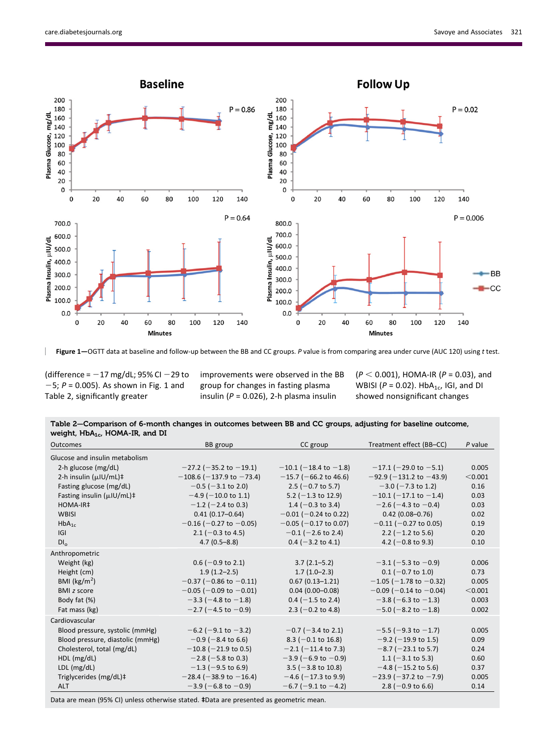**Figure 1**—OGTT data at baseline and follow-up between the BB and CC groups. *P* value is from comparing area under curve (AUC 120) using *t* test.

(difference = −17 mg/dL; 95% CI −29 to −5; *P* = 0.005). As shown in Fig. 1 and Table 2, significantly greater improvements were observed in the BB group for changes in fasting plasma insulin (*P* = 0.026), 2-h plasma insulin (*P* < 0.001), HOMA-IR (*P* = 0.03), and WBISI (*P* = 0.02). $HbA_{1c}$, IGI, and DI showed nonsignificant changes

**Table 2—Comparison of 6-month changes in outcomes between BB and CC groups, adjusting for baseline outcome, weight, $HbA_{1c}$, HOMA-IR, and DI**

| Outcomes | BB group | CC group | Treatment effect (BB–CC) | *P* value |
|---|---|---|---|---|
| Glucose and insulin metabolism | | | | |
| 2-h glucose (mg/dL) | −27.2 (−35.2 to −19.1) | −10.1 (−18.4 to −1.8) | −17.1 (−29.0 to −5.1) | 0.005 |
| 2-h insulin (μIU/mL)‡ | −108.6 (−137.9 to −73.4) | −15.7 (−66.2 to 46.6) | −92.9 (−131.2 to −43.9) | <0.001 |
| Fasting glucose (mg/dL) | −0.5 (−3.1 to 2.0) | 2.5 (−0.7 to 5.7) | −3.0 (−7.3 to 1.2) | 0.16 |
| Fasting insulin (μIU/mL)‡ | −4.9 (−10.0 to 1.1) | 5.2 (−1.3 to 12.9) | −10.1 (−17.1 to −1.4) | 0.03 |
| HOMA-IR‡ | −1.2 (−2.4 to 0.3) | 1.4 (−0.3 to 3.4) | −2.6 (−4.3 to −0.4) | 0.03 |
| WBISI | 0.41 (0.17–0.64) | −0.01 (−0.24 to 0.22) | 0.42 (0.08–0.76) | 0.02 |
| $HbA_{1c}$ | −0.16 (−0.27 to −0.05) | −0.05 (−0.17 to 0.07) | −0.11 (−0.27 to 0.05) | 0.19 |
| IGI | 2.1 (−0.3 to 4.5) | −0.1 (−2.6 to 2.4) | 2.2 (−1.2 to 5.6) | 0.20 |
| $DI_o$ | 4.7 (0.5–8.8) | 0.4 (−3.2 to 4.1) | 4.2 (−0.8 to 9.3) | 0.10 |
| Anthropometric | | | | |
| Weight (kg) | 0.6 (−0.9 to 2.1) | 3.7 (2.1–5.2) | −3.1 (−5.3 to −0.9) | 0.006 |
| Height (cm) | 1.9 (1.2–2.5) | 1.7 (1.0–2.3) | 0.1 (−0.7 to 1.0) | 0.73 |
| BMI ($kg/m^2$) | −0.37 (−0.86 to −0.11) | 0.67 (0.13–1.21) | −1.05 (−1.78 to −0.32) | 0.005 |
| BMI *z* score | −0.05 (−0.09 to −0.01) | 0.04 (0.00–0.08) | −0.09 (−0.14 to −0.04) | <0.001 |
| Body fat (%) | −3.3 (−4.8 to −1.8) | 0.4 (−1.5 to 2.4) | −3.8 (−6.3 to −1.3) | 0.003 |
| Fat mass (kg) | −2.7 (−4.5 to −0.9) | 2.3 (−0.2 to 4.8) | −5.0 (−8.2 to −1.8) | 0.002 |
| Cardiovascular | | | | |
| Blood pressure, systolic (mmHg) | −6.2 (−9.1 to −3.2) | −0.7 (−3.4 to 2.1) | −5.5 (−9.3 to −1.7) | 0.005 |
| Blood pressure, diastolic (mmHg) | −0.9 (−8.4 to 6.6) | 8.3 (−0.1 to 16.8) | −9.2 (−19.9 to 1.5) | 0.09 |
| Cholesterol, total (mg/dL) | −10.8 (−21.9 to 0.5) | −2.1 (−11.4 to 7.3) | −8.7 (−23.1 to 5.7) | 0.24 |
| HDL (mg/dL) | −2.8 (−5.8 to 0.3) | −3.9 (−6.9 to −0.9) | 1.1 (−3.1 to 5.3) | 0.60 |
| LDL (mg/dL) | −1.3 (−9.5 to 6.9) | 3.5 (−3.8 to 10.8) | −4.8 (−15.2 to 5.6) | 0.37 |
| Triglycerides (mg/dL)‡ | −28.4 (−38.9 to −16.4) | −4.6 (−17.3 to 9.9) | −23.9 (−37.2 to −7.9) | 0.005 |
| ALT | −3.9 (−6.8 to −0.9) | −6.7 (−9.1 to −4.2) | 2.8 (−0.9 to 6.6) | 0.14 |

Data are mean (95% CI) unless otherwise stated. ‡Data are presented as geometric mean.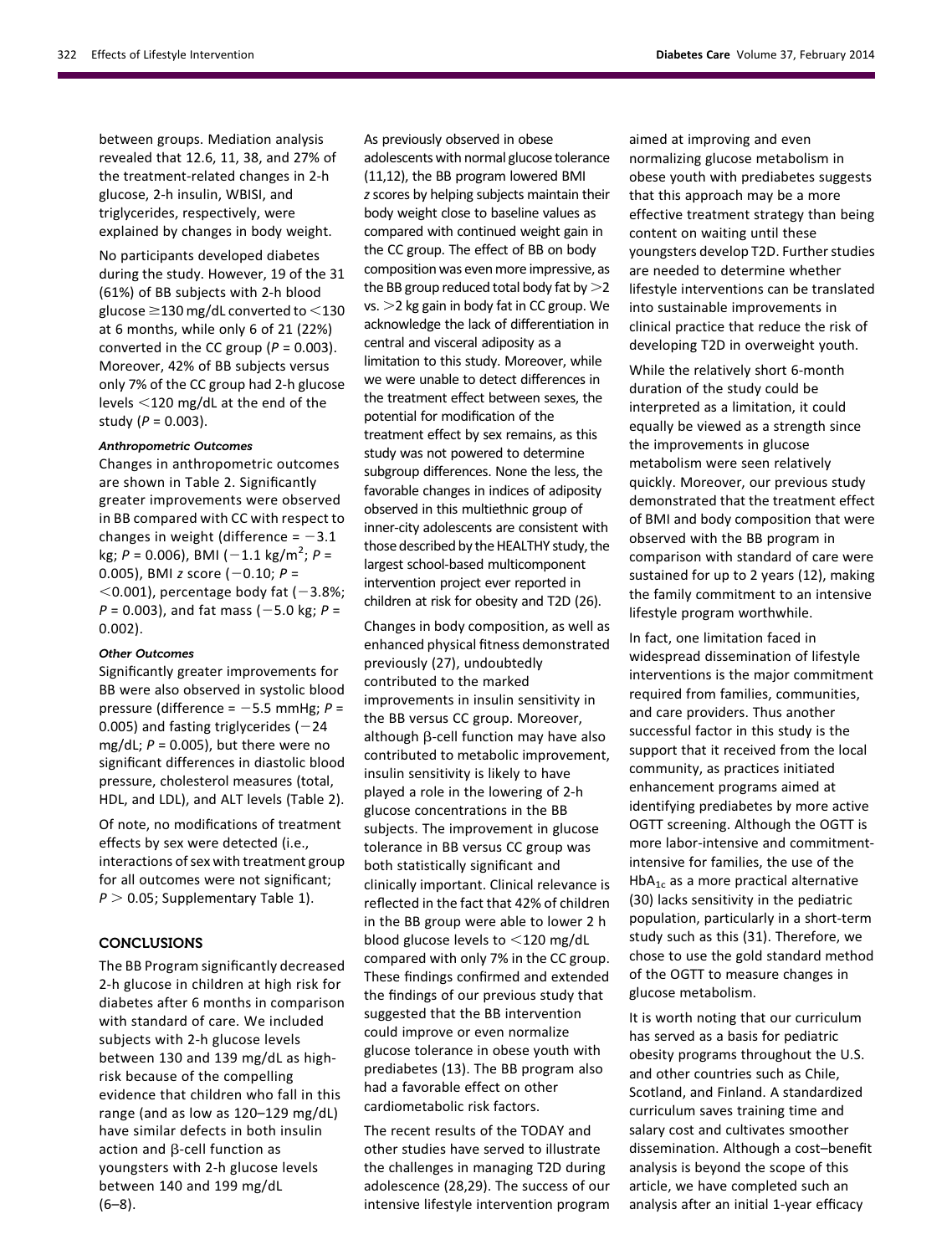between groups. Mediation analysis revealed that 12.6, 11, 38, and 27% of the treatment-related changes in 2-h glucose, 2-h insulin, WBISI, and triglycerides, respectively, were explained by changes in body weight.

No participants developed diabetes during the study. However, 19 of the 31 (61%) of BB subjects with 2-h blood glucose ≥130 mg/dL converted to <130 at 6 months, while only 6 of 21 (22%) converted in the CC group ($P$ = 0.003). Moreover, 42% of BB subjects versus only 7% of the CC group had 2-h glucose levels <120 mg/dL at the end of the study ($P$ = 0.003).

#### *Anthropometric Outcomes*

Changes in anthropometric outcomes are shown in Table 2. Significantly greater improvements were observed in BB compared with CC with respect to changes in weight (difference = −3.1 kg; $P$ = 0.006), BMI (−1.1 kg/m$^2$; $P$ = 0.005), BMI $z$ score (−0.10; $P$ < 0.001), percentage body fat (−3.8%; $P$ = 0.003), and fat mass (−5.0 kg; $P$ = 0.002).

#### *Other Outcomes*

Significantly greater improvements for BB were also observed in systolic blood pressure (difference = −5.5 mmHg; $P$ = 0.005) and fasting triglycerides (−24 mg/dL; $P$ = 0.005), but there were no significant differences in diastolic blood pressure, cholesterol measures (total, HDL, and LDL), and ALT levels (Table 2).

Of note, no modifications of treatment effects by sex were detected (i.e., interactions of sex with treatment group for all outcomes were not significant; $P$ > 0.05; Supplementary Table 1).

## CONCLUSIONS

The BB Program significantly decreased 2-h glucose in children at high risk for diabetes after 6 months in comparison with standard of care. We included subjects with 2-h glucose levels between 130 and 139 mg/dL as high-risk because of the compelling evidence that children who fall in this range (and as low as 120–129 mg/dL) have similar defects in both insulin action and β-cell function as youngsters with 2-h glucose levels between 140 and 199 mg/dL (6–8).

As previously observed in obese adolescents with normal glucose tolerance (11,12), the BB program lowered BMI $z$ scores by helping subjects maintain their body weight close to baseline values as compared with continued weight gain in the CC group. The effect of BB on body composition was even more impressive, as the BB group reduced total body fat by >2 vs. >2 kg gain in body fat in CC group. We acknowledge the lack of differentiation in central and visceral adiposity as a limitation to this study. Moreover, while we were unable to detect differences in the treatment effect between sexes, the potential for modification of the treatment effect by sex remains, as this study was not powered to determine subgroup differences. None the less, the favorable changes in indices of adiposity observed in this multiethnic group of inner-city adolescents are consistent with those described by the HEALTHY study, the largest school-based multicomponent intervention project ever reported in children at risk for obesity and T2D (26).

Changes in body composition, as well as enhanced physical fitness demonstrated previously (27), undoubtedly contributed to the marked improvements in insulin sensitivity in the BB versus CC group. Moreover, although β-cell function may have also contributed to metabolic improvement, insulin sensitivity is likely to have played a role in the lowering of 2-h glucose concentrations in the BB subjects. The improvement in glucose tolerance in BB versus CC group was both statistically significant and clinically important. Clinical relevance is reflected in the fact that 42% of children in the BB group were able to lower 2 h blood glucose levels to <120 mg/dL compared with only 7% in the CC group. These findings confirmed and extended the findings of our previous study that suggested that the BB intervention could improve or even normalize glucose tolerance in obese youth with prediabetes (13). The BB program also had a favorable effect on other cardiometabolic risk factors.

The recent results of the TODAY and other studies have served to illustrate the challenges in managing T2D during adolescence (28,29). The success of our intensive lifestyle intervention program aimed at improving and even normalizing glucose metabolism in obese youth with prediabetes suggests that this approach may be a more effective treatment strategy than being content on waiting until these youngsters develop T2D. Further studies are needed to determine whether lifestyle interventions can be translated into sustainable improvements in clinical practice that reduce the risk of developing T2D in overweight youth.

While the relatively short 6-month duration of the study could be interpreted as a limitation, it could equally be viewed as a strength since the improvements in glucose metabolism were seen relatively quickly. Moreover, our previous study demonstrated that the treatment effect of BMI and body composition that were observed with the BB program in comparison with standard of care were sustained for up to 2 years (12), making the family commitment to an intensive lifestyle program worthwhile.

In fact, one limitation faced in widespread dissemination of lifestyle interventions is the major commitment required from families, communities, and care providers. Thus another successful factor in this study is the support that it received from the local community, as practices initiated enhancement programs aimed at identifying prediabetes by more active OGTT screening. Although the OGTT is more labor-intensive and commitment-intensive for families, the use of the $HbA_{1c}$ as a more practical alternative (30) lacks sensitivity in the pediatric population, particularly in a short-term study such as this (31). Therefore, we chose to use the gold standard method of the OGTT to measure changes in glucose metabolism.

It is worth noting that our curriculum has served as a basis for pediatric obesity programs throughout the U.S. and other countries such as Chile, Scotland, and Finland. A standardized curriculum saves training time and salary cost and cultivates smoother dissemination. Although a cost–benefit analysis is beyond the scope of this article, we have completed such an analysis after an initial 1-year efficacy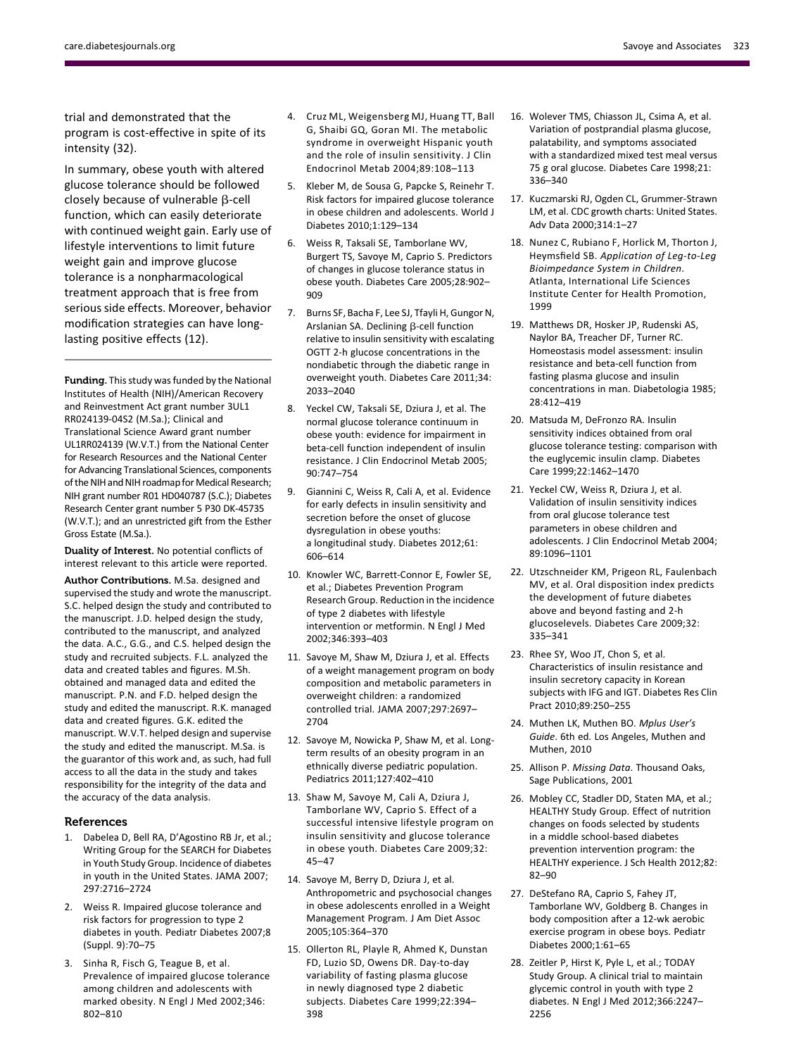trial and demonstrated that the program is cost-effective in spite of its intensity (32).

In summary, obese youth with altered glucose tolerance should be followed closely because of vulnerable β-cell function, which can easily deteriorate with continued weight gain. Early use of lifestyle interventions to limit future weight gain and improve glucose tolerance is a nonpharmacological treatment approach that is free from serious side effects. Moreover, behavior modification strategies can have long-lasting positive effects (12).

---

**Funding.** This study was funded by the National Institutes of Health (NIH)/American Recovery and Reinvestment Act grant number 3UL1 RR024139-04S2 (M.Sa.); Clinical and Translational Science Award grant number UL1RR024139 (W.V.T.) from the National Center for Research Resources and the National Center for Advancing Translational Sciences, components of the NIH and NIH roadmap for Medical Research; NIH grant number R01 HD040787 (S.C.); Diabetes Research Center grant number 5 P30 DK-45735 (W.V.T.); and an unrestricted gift from the Esther Gross Estate (M.Sa.).

**Duality of Interest.** No potential conflicts of interest relevant to this article were reported.

**Author Contributions.** M.Sa. designed and supervised the study and wrote the manuscript. S.C. helped design the study and contributed to the manuscript. J.D. helped design the study, contributed to the manuscript, and analyzed the data. A.C., G.G., and C.S. helped design the study and recruited subjects. F.L. analyzed the data and created tables and figures. M.Sh. obtained and managed data and edited the manuscript. P.N. and F.D. helped design the study and edited the manuscript. R.K. managed data and created figures. G.K. edited the manuscript. W.V.T. helped design and supervise the study and edited the manuscript. M.Sa. is the guarantor of this work and, as such, had full access to all the data in the study and takes responsibility for the integrity of the data and the accuracy of the data analysis.

## References

1. Dabelea D, Bell RA, D'Agostino RB Jr, et al.; Writing Group for the SEARCH for Diabetes in Youth Study Group. Incidence of diabetes in youth in the United States. JAMA 2007; 297:2716–2724
2. Weiss R. Impaired glucose tolerance and risk factors for progression to type 2 diabetes in youth. Pediatr Diabetes 2007;8 (Suppl. 9):70–75
3. Sinha R, Fisch G, Teague B, et al. Prevalence of impaired glucose tolerance among children and adolescents with marked obesity. N Engl J Med 2002;346: 802–810
4. Cruz ML, Weigensberg MJ, Huang TT, Ball G, Shaibi GQ, Goran MI. The metabolic syndrome in overweight Hispanic youth and the role of insulin sensitivity. J Clin Endocrinol Metab 2004;89:108–113
5. Kleber M, de Sousa G, Papcke S, Reinehr T. Risk factors for impaired glucose tolerance in obese children and adolescents. World J Diabetes 2010;1:129–134
6. Weiss R, Taksali SE, Tamborlane WV, Burgert TS, Savoye M, Caprio S. Predictors of changes in glucose tolerance status in obese youth. Diabetes Care 2005;28:902–909
7. Burns SF, Bacha F, Lee SJ, Tfayli H, Gungor N, Arslanian SA. Declining β-cell function relative to insulin sensitivity with escalating OGTT 2-h glucose concentrations in the nondiabetic through the diabetic range in overweight youth. Diabetes Care 2011;34: 2033–2040
8. Yeckel CW, Taksali SE, Dziura J, et al. The normal glucose tolerance continuum in obese youth: evidence for impairment in beta-cell function independent of insulin resistance. J Clin Endocrinol Metab 2005; 90:747–754
9. Giannini C, Weiss R, Cali A, et al. Evidence for early defects in insulin sensitivity and secretion before the onset of glucose dysregulation in obese youths: a longitudinal study. Diabetes 2012;61: 606–614
10. Knowler WC, Barrett-Connor E, Fowler SE, et al.; Diabetes Prevention Program Research Group. Reduction in the incidence of type 2 diabetes with lifestyle intervention or metformin. N Engl J Med 2002;346:393–403
11. Savoye M, Shaw M, Dziura J, et al. Effects of a weight management program on body composition and metabolic parameters in overweight children: a randomized controlled trial. JAMA 2007;297:2697–2704
12. Savoye M, Nowicka P, Shaw M, et al. Long-term results of an obesity program in an ethnically diverse pediatric population. Pediatrics 2011;127:402–410
13. Shaw M, Savoye M, Cali A, Dziura J, Tamborlane WV, Caprio S. Effect of a successful intensive lifestyle program on insulin sensitivity and glucose tolerance in obese youth. Diabetes Care 2009;32: 45–47
14. Savoye M, Berry D, Dziura J, et al. Anthropometric and psychosocial changes in obese adolescents enrolled in a Weight Management Program. J Am Diet Assoc 2005;105:364–370
15. Ollerton RL, Playle R, Ahmed K, Dunstan FD, Luzio SD, Owens DR. Day-to-day variability of fasting plasma glucose in newly diagnosed type 2 diabetic subjects. Diabetes Care 1999;22:394–398
16. Wolever TMS, Chiasson JL, Csima A, et al. Variation of postprandial plasma glucose, palatability, and symptoms associated with a standardized mixed test meal versus 75 g oral glucose. Diabetes Care 1998;21: 336–340
17. Kuczmarski RJ, Ogden CL, Grummer-Strawn LM, et al. CDC growth charts: United States. Adv Data 2000;314:1–27
18. Nunez C, Rubiano F, Horlick M, Thorton J, Heymsfield SB. *Application of Leg-to-Leg Bioimpedance System in Children*. Atlanta, International Life Sciences Institute Center for Health Promotion, 1999
19. Matthews DR, Hosker JP, Rudenski AS, Naylor BA, Treacher DF, Turner RC. Homeostasis model assessment: insulin resistance and beta-cell function from fasting plasma glucose and insulin concentrations in man. Diabetologia 1985; 28:412–419
20. Matsuda M, DeFronzo RA. Insulin sensitivity indices obtained from oral glucose tolerance testing: comparison with the euglycemic insulin clamp. Diabetes Care 1999;22:1462–1470
21. Yeckel CW, Weiss R, Dziura J, et al. Validation of insulin sensitivity indices from oral glucose tolerance test parameters in obese children and adolescents. J Clin Endocrinol Metab 2004; 89:1096–1101
22. Utzschneider KM, Prigeon RL, Faulenbach MV, et al. Oral disposition index predicts the development of future diabetes above and beyond fasting and 2-h glucoselevels. Diabetes Care 2009;32: 335–341
23. Rhee SY, Woo JT, Chon S, et al. Characteristics of insulin resistance and insulin secretory capacity in Korean subjects with IFG and IGT. Diabetes Res Clin Pract 2010;89:250–255
24. Muthen LK, Muthen BO. *Mplus User's Guide*. 6th ed. Los Angeles, Muthen and Muthen, 2010
25. Allison P. *Missing Data*. Thousand Oaks, Sage Publications, 2001
26. Mobley CC, Stadler DD, Staten MA, et al.; HEALTHY Study Group. Effect of nutrition changes on foods selected by students in a middle school-based diabetes prevention intervention program: the HEALTHY experience. J Sch Health 2012;82: 82–90
27. DeStefano RA, Caprio S, Fahey JT, Tamborlane WV, Goldberg B. Changes in body composition after a 12-wk aerobic exercise program in obese boys. Pediatr Diabetes 2000;1:61–65
28. Zeitler P, Hirst K, Pyle L, et al.; TODAY Study Group. A clinical trial to maintain glycemic control in youth with type 2 diabetes. N Engl J Med 2012;366:2247–2256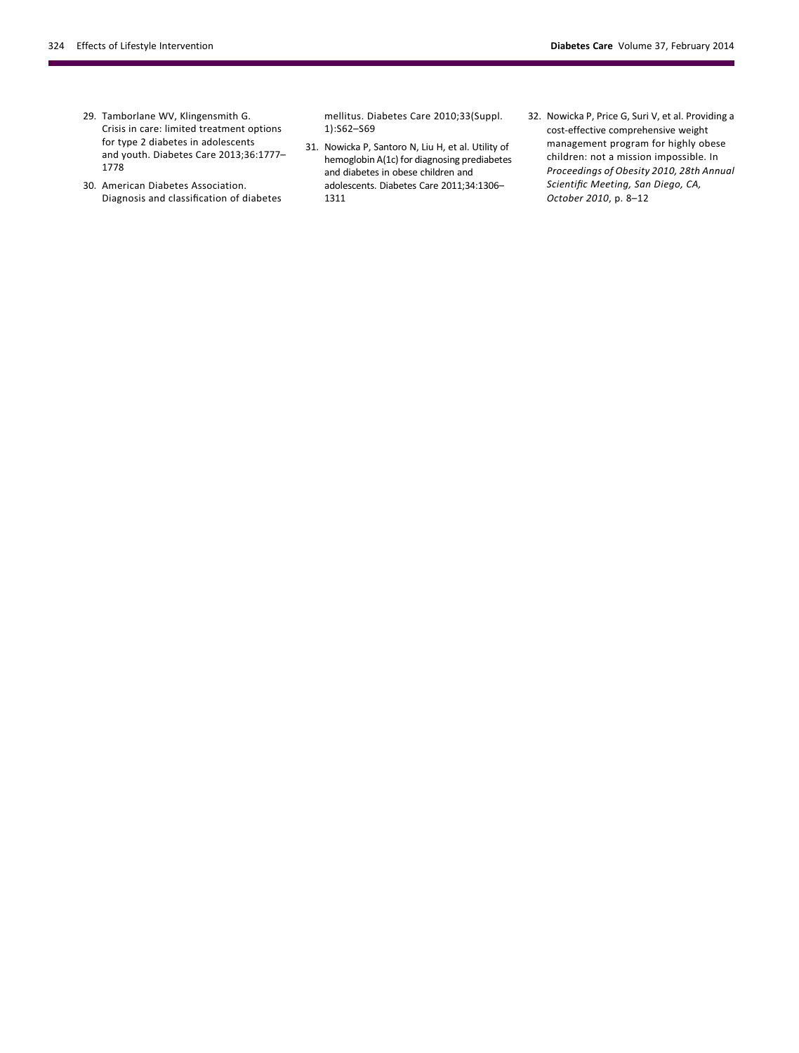29. Tamborlane WV, Klingensmith G. Crisis in care: limited treatment options for type 2 diabetes in adolescents and youth. Diabetes Care 2013;36:1777–1778

30. American Diabetes Association. Diagnosis and classification of diabetes mellitus. Diabetes Care 2010;33(Suppl. 1):S62–S69

31. Nowicka P, Santoro N, Liu H, et al. Utility of hemoglobin A(1c) for diagnosing prediabetes and diabetes in obese children and adolescents. Diabetes Care 2011;34:1306–1311

32. Nowicka P, Price G, Suri V, et al. Providing a cost-effective comprehensive weight management program for highly obese children: not a mission impossible. In *Proceedings of Obesity 2010, 28th Annual Scientific Meeting, San Diego, CA, October 2010*, p. 8–12